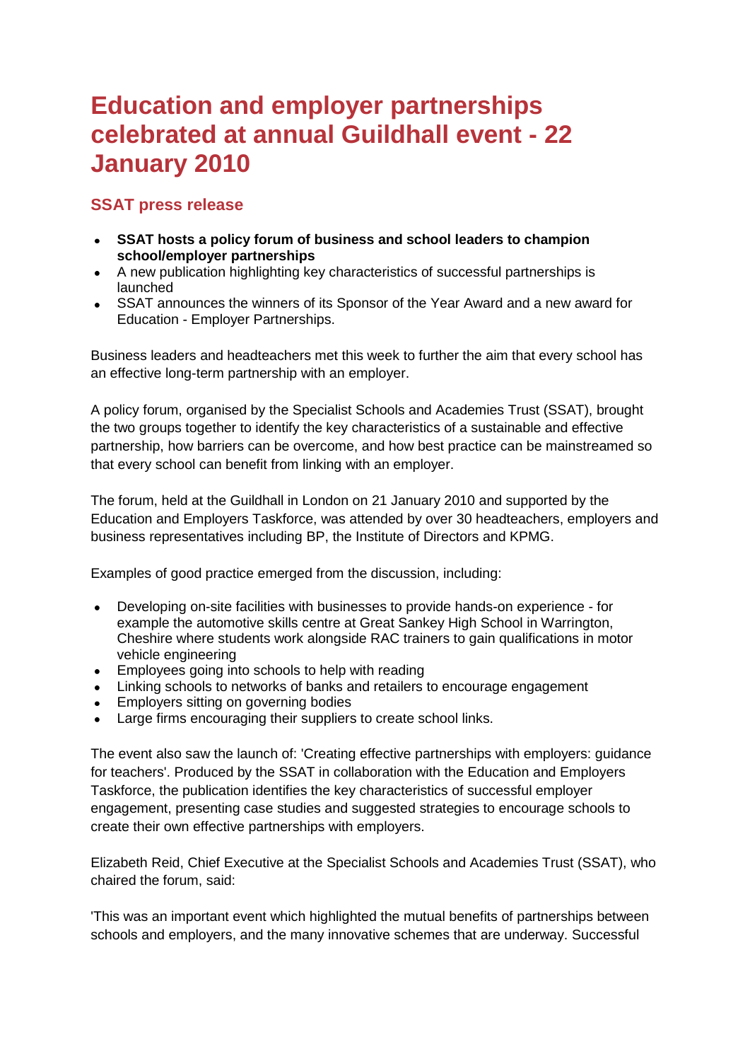# Education and employer partnerships celebrated at annual Guildhall event - 22 January 2010

## SSAT press release

- **SSAT hosts a policy forum of business and school leaders to champion school/employer partnerships**
- A new publication highlighting key characteristics of successful partnerships is launched
- SSAT announces the winners of its Sponsor of the Year Award and a new award for Education - Employer Partnerships.

Business leaders and headteachers met this week to further the aim that every school has an effective long-term partnership with an employer.

A policy forum, organised by the Specialist Schools and Academies Trust (SSAT), brought the two groups together to identify the key characteristics of a sustainable and effective partnership, how barriers can be overcome, and how best practice can be mainstreamed so that every school can benefit from linking with an employer.

The forum, held at the Guildhall in London on 21 January 2010 and supported by the Education and Employers Taskforce, was attended by over 30 headteachers, employers and business representatives including BP, the Institute of Directors and KPMG.

Examples of good practice emerged from the discussion, including:

- Developing on-site facilities with businesses to provide hands-on experience - for example the automotive skills centre at Great Sankey High School in Warrington, Cheshire where students work alongside RAC trainers to gain qualifications in motor vehicle engineering
- Employees going into schools to help with reading
- Linking schools to networks of banks and retailers to encourage engagement
- Employers sitting on governing bodies
- Large firms encouraging their suppliers to create school links.

The event also saw the launch of: 'Creating effective partnerships with employers: guidance for teachers'. Produced by the SSAT in collaboration with the Education and Employers Taskforce, the publication identifies the key characteristics of successful employer engagement, presenting case studies and suggested strategies to encourage schools to create their own effective partnerships with employers.

Elizabeth Reid, Chief Executive at the Specialist Schools and Academies Trust (SSAT), who chaired the forum, said:

'This was an important event which highlighted the mutual benefits of partnerships between schools and employers, and the many innovative schemes that are underway. Successful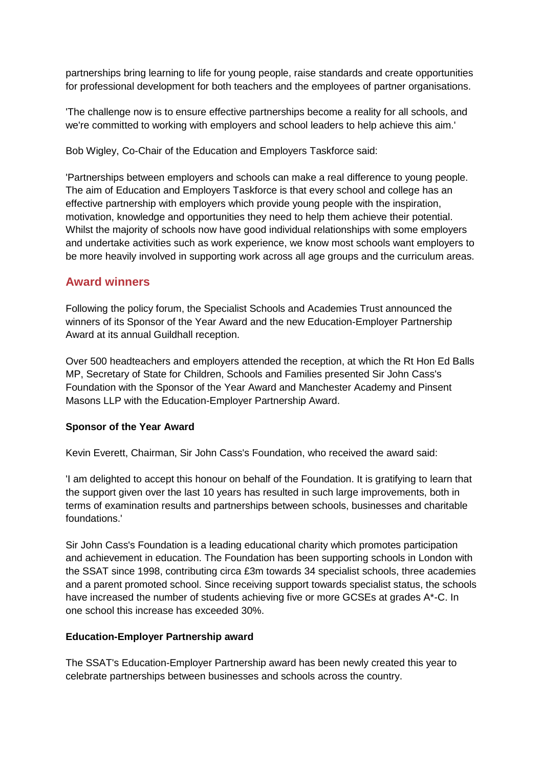partnerships bring learning to life for young people, raise standards and create opportunities for professional development for both teachers and the employees of partner organisations.

'The challenge now is to ensure effective partnerships become a reality for all schools, and we're committed to working with employers and school leaders to help achieve this aim.'

Bob Wigley, Co-Chair of the Education and Employers Taskforce said:

'Partnerships between employers and schools can make a real difference to young people. The aim of Education and Employers Taskforce is that every school and college has an effective partnership with employers which provide young people with the inspiration, motivation, knowledge and opportunities they need to help them achieve their potential. Whilst the majority of schools now have good individual relationships with some employers and undertake activities such as work experience, we know most schools want employers to be more heavily involved in supporting work across all age groups and the curriculum areas.

## Award winners

Following the policy forum, the Specialist Schools and Academies Trust announced the winners of its Sponsor of the Year Award and the new Education-Employer Partnership Award at its annual Guildhall reception.

Over 500 headteachers and employers attended the reception, at which the Rt Hon Ed Balls MP, Secretary of State for Children, Schools and Families presented Sir John Cass's Foundation with the Sponsor of the Year Award and Manchester Academy and Pinsent Masons LLP with the Education-Employer Partnership Award.

**Sponsor of the Year Award**

Kevin Everett, Chairman, Sir John Cass's Foundation, who received the award said:

'I am delighted to accept this honour on behalf of the Foundation. It is gratifying to learn that the support given over the last 10 years has resulted in such large improvements, both in terms of examination results and partnerships between schools, businesses and charitable foundations.'

Sir John Cass's Foundation is a leading educational charity which promotes participation and achievement in education. The Foundation has been supporting schools in London with the SSAT since 1998, contributing circa £3m towards 34 specialist schools, three academies and a parent promoted school. Since receiving support towards specialist status, the schools have increased the number of students achieving five or more GCSEs at grades A*-C. In one school this increase has exceeded 30%.

**Education-Employer Partnership award**

The SSAT's Education-Employer Partnership award has been newly created this year to celebrate partnerships between businesses and schools across the country.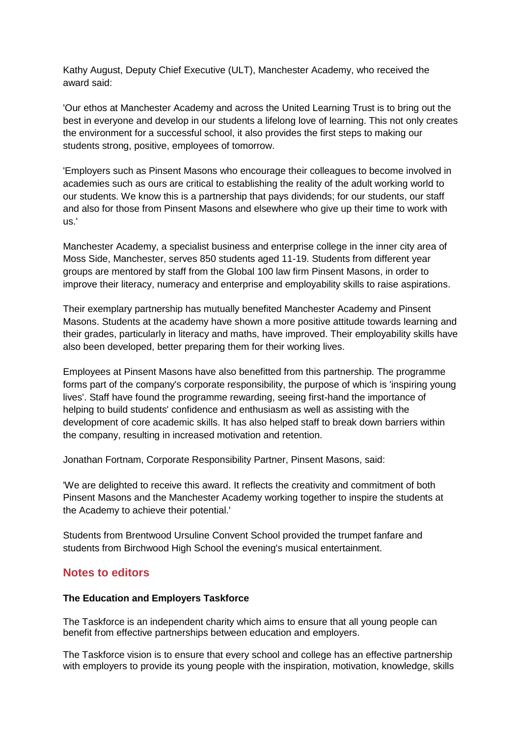Kathy August, Deputy Chief Executive (ULT), Manchester Academy, who received the award said:

'Our ethos at Manchester Academy and across the United Learning Trust is to bring out the best in everyone and develop in our students a lifelong love of learning. This not only creates the environment for a successful school, it also provides the first steps to making our students strong, positive, employees of tomorrow.

'Employers such as Pinsent Masons who encourage their colleagues to become involved in academies such as ours are critical to establishing the reality of the adult working world to our students. We know this is a partnership that pays dividends; for our students, our staff and also for those from Pinsent Masons and elsewhere who give up their time to work with us.'

Manchester Academy, a specialist business and enterprise college in the inner city area of Moss Side, Manchester, serves 850 students aged 11-19. Students from different year groups are mentored by staff from the Global 100 law firm Pinsent Masons, in order to improve their literacy, numeracy and enterprise and employability skills to raise aspirations.

Their exemplary partnership has mutually benefited Manchester Academy and Pinsent Masons. Students at the academy have shown a more positive attitude towards learning and their grades, particularly in literacy and maths, have improved. Their employability skills have also been developed, better preparing them for their working lives.

Employees at Pinsent Masons have also benefitted from this partnership. The programme forms part of the company's corporate responsibility, the purpose of which is 'inspiring young lives'. Staff have found the programme rewarding, seeing first-hand the importance of helping to build students' confidence and enthusiasm as well as assisting with the development of core academic skills. It has also helped staff to break down barriers within the company, resulting in increased motivation and retention.

Jonathan Fortnam, Corporate Responsibility Partner, Pinsent Masons, said:

'We are delighted to receive this award. It reflects the creativity and commitment of both Pinsent Masons and the Manchester Academy working together to inspire the students at the Academy to achieve their potential.'

Students from Brentwood Ursuline Convent School provided the trumpet fanfare and students from Birchwood High School the evening's musical entertainment.

## Notes to editors

**The Education and Employers Taskforce**

The Taskforce is an independent charity which aims to ensure that all young people can benefit from effective partnerships between education and employers.

The Taskforce vision is to ensure that every school and college has an effective partnership with employers to provide its young people with the inspiration, motivation, knowledge, skills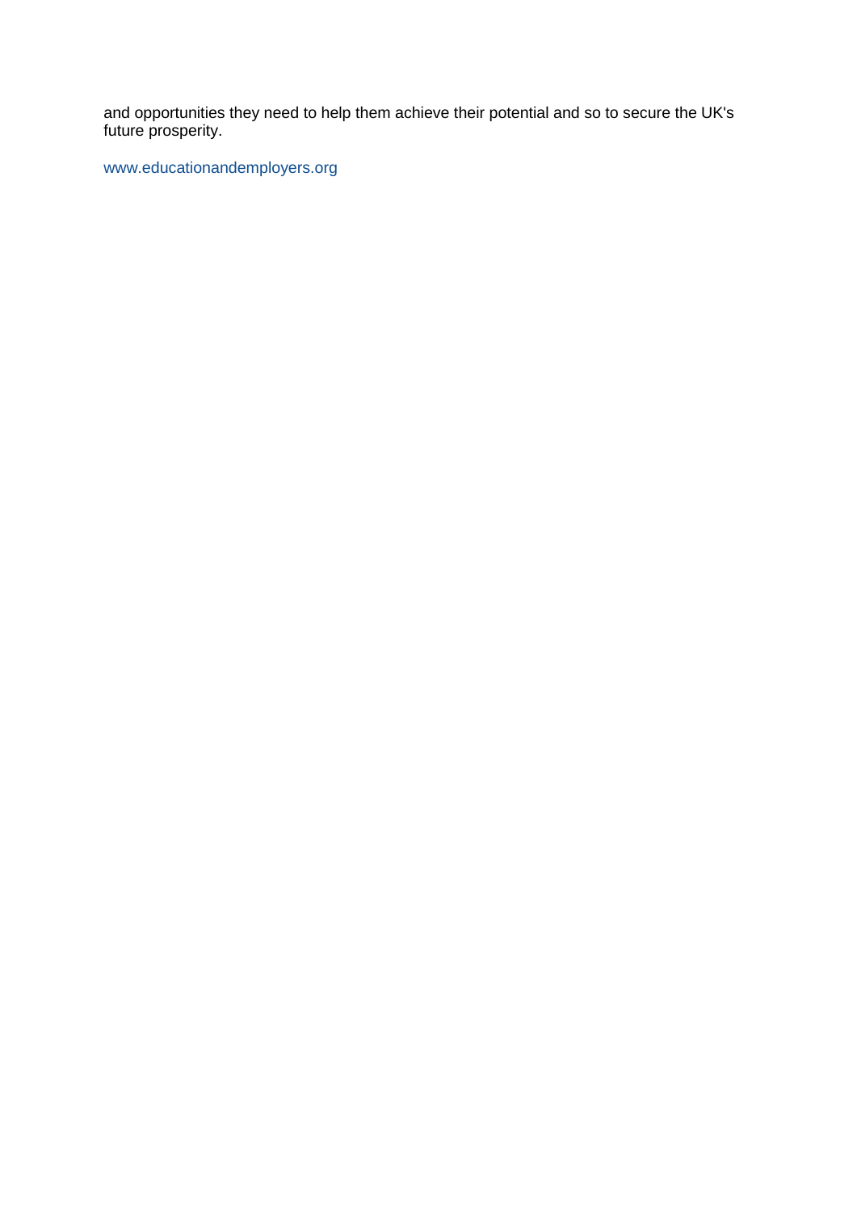and opportunities they need to help them achieve their potential and so to secure the UK's future prosperity.

www.educationandemployers.org